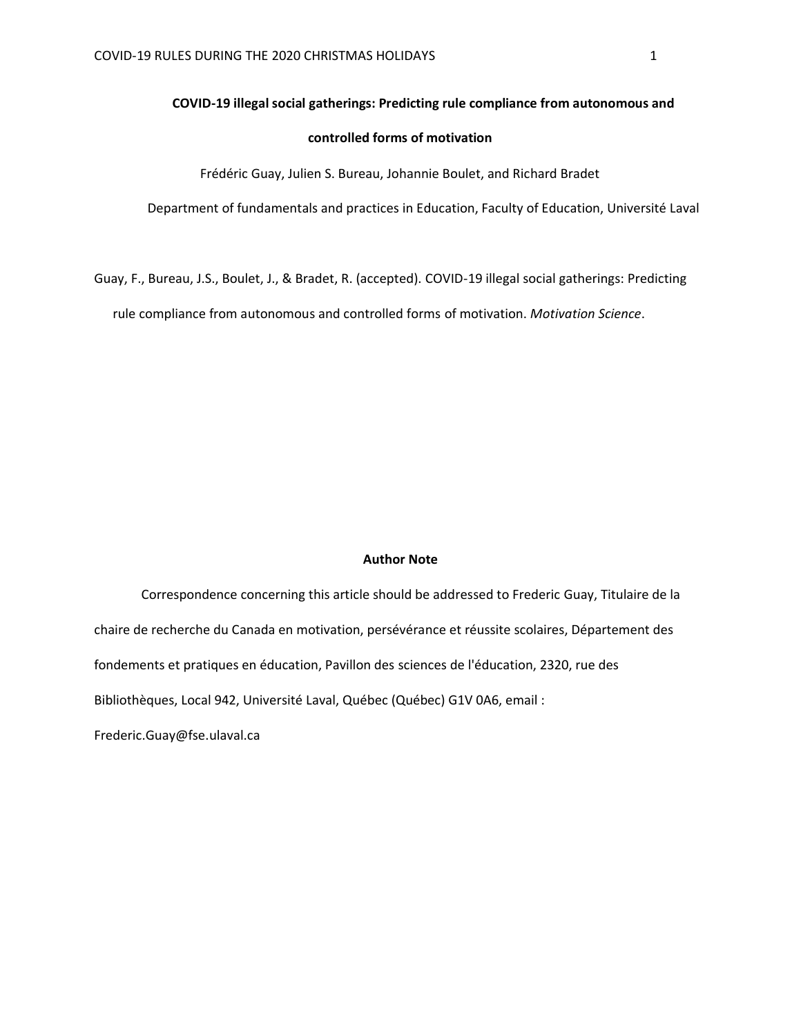# COVID-19 illegal social gatherings: Predicting rule compliance from autonomous and controlled forms of motivation

Frédéric Guay, Julien S. Bureau, Johannie Boulet, and Richard Bradet

Department of fundamentals and practices in Education, Faculty of Education, Université Laval

Guay, F., Bureau, J.S., Boulet, J., & Bradet, R. (accepted). COVID-19 illegal social gatherings: Predicting rule compliance from autonomous and controlled forms of motivation. *Motivation Science*.

**Author Note**

Correspondence concerning this article should be addressed to Frederic Guay, Titulaire de la chaire de recherche du Canada en motivation, persévérance et réussite scolaires, Département des fondements et pratiques en éducation, Pavillon des sciences de l'éducation, 2320, rue des Bibliothèques, Local 942, Université Laval, Québec (Québec) G1V 0A6, email : Frederic.Guay@fse.ulaval.ca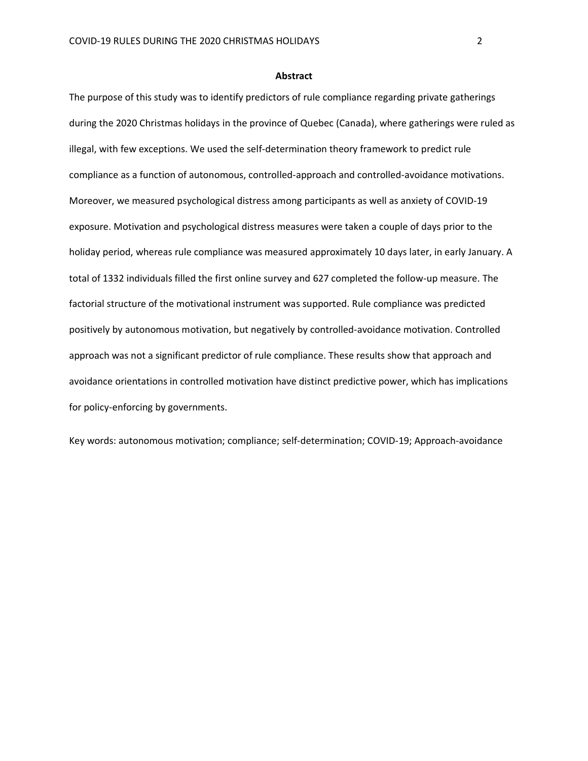## Abstract

The purpose of this study was to identify predictors of rule compliance regarding private gatherings during the 2020 Christmas holidays in the province of Quebec (Canada), where gatherings were ruled as illegal, with few exceptions. We used the self-determination theory framework to predict rule compliance as a function of autonomous, controlled-approach and controlled-avoidance motivations. Moreover, we measured psychological distress among participants as well as anxiety of COVID-19 exposure. Motivation and psychological distress measures were taken a couple of days prior to the holiday period, whereas rule compliance was measured approximately 10 days later, in early January. A total of 1332 individuals filled the first online survey and 627 completed the follow-up measure. The factorial structure of the motivational instrument was supported. Rule compliance was predicted positively by autonomous motivation, but negatively by controlled-avoidance motivation. Controlled approach was not a significant predictor of rule compliance. These results show that approach and avoidance orientations in controlled motivation have distinct predictive power, which has implications for policy-enforcing by governments.

Key words: autonomous motivation; compliance; self-determination; COVID-19; Approach-avoidance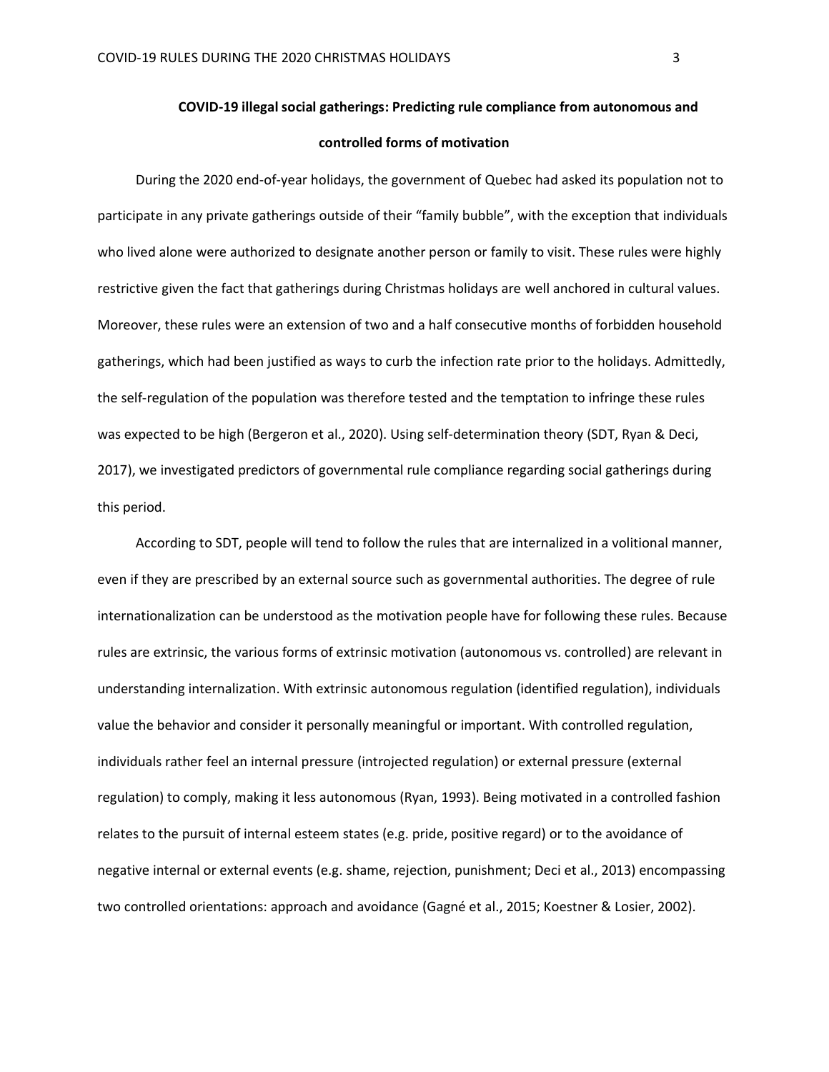## COVID-19 illegal social gatherings: Predicting rule compliance from autonomous and controlled forms of motivation

During the 2020 end-of-year holidays, the government of Quebec had asked its population not to participate in any private gatherings outside of their "family bubble", with the exception that individuals who lived alone were authorized to designate another person or family to visit. These rules were highly restrictive given the fact that gatherings during Christmas holidays are well anchored in cultural values. Moreover, these rules were an extension of two and a half consecutive months of forbidden household gatherings, which had been justified as ways to curb the infection rate prior to the holidays. Admittedly, the self-regulation of the population was therefore tested and the temptation to infringe these rules was expected to be high (Bergeron et al., 2020). Using self-determination theory (SDT, Ryan & Deci, 2017), we investigated predictors of governmental rule compliance regarding social gatherings during this period.

According to SDT, people will tend to follow the rules that are internalized in a volitional manner, even if they are prescribed by an external source such as governmental authorities. The degree of rule internationalization can be understood as the motivation people have for following these rules. Because rules are extrinsic, the various forms of extrinsic motivation (autonomous vs. controlled) are relevant in understanding internalization. With extrinsic autonomous regulation (identified regulation), individuals value the behavior and consider it personally meaningful or important. With controlled regulation, individuals rather feel an internal pressure (introjected regulation) or external pressure (external regulation) to comply, making it less autonomous (Ryan, 1993). Being motivated in a controlled fashion relates to the pursuit of internal esteem states (e.g. pride, positive regard) or to the avoidance of negative internal or external events (e.g. shame, rejection, punishment; Deci et al., 2013) encompassing two controlled orientations: approach and avoidance (Gagné et al., 2015; Koestner & Losier, 2002).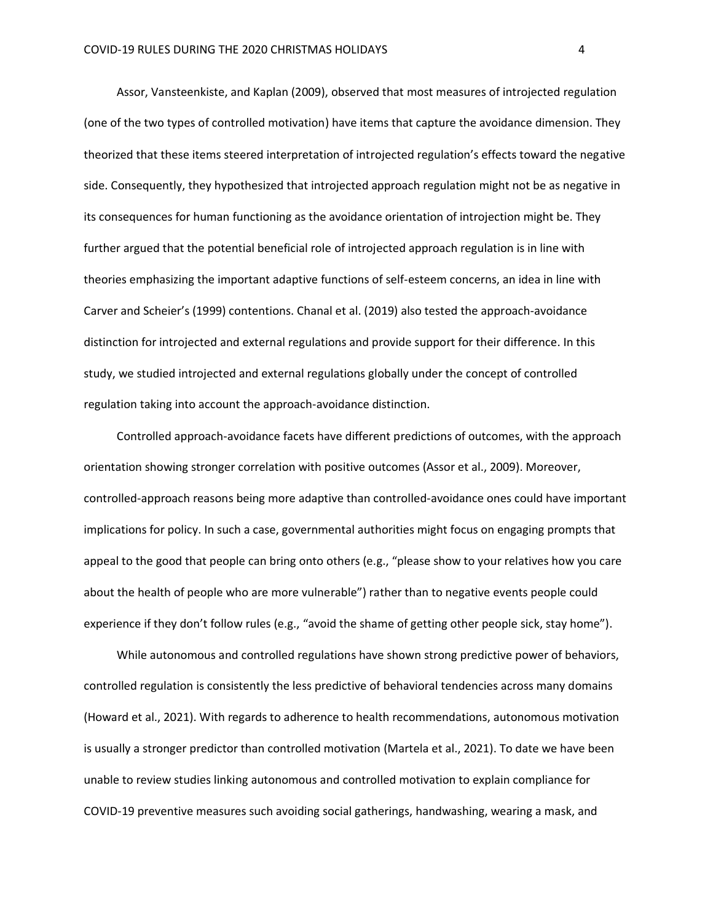Assor, Vansteenkiste, and Kaplan (2009), observed that most measures of introjected regulation (one of the two types of controlled motivation) have items that capture the avoidance dimension. They theorized that these items steered interpretation of introjected regulation's effects toward the negative side. Consequently, they hypothesized that introjected approach regulation might not be as negative in its consequences for human functioning as the avoidance orientation of introjection might be. They further argued that the potential beneficial role of introjected approach regulation is in line with theories emphasizing the important adaptive functions of self-esteem concerns, an idea in line with Carver and Scheier's (1999) contentions. Chanal et al. (2019) also tested the approach-avoidance distinction for introjected and external regulations and provide support for their difference. In this study, we studied introjected and external regulations globally under the concept of controlled regulation taking into account the approach-avoidance distinction.

Controlled approach-avoidance facets have different predictions of outcomes, with the approach orientation showing stronger correlation with positive outcomes (Assor et al., 2009). Moreover, controlled-approach reasons being more adaptive than controlled-avoidance ones could have important implications for policy. In such a case, governmental authorities might focus on engaging prompts that appeal to the good that people can bring onto others (e.g., "please show to your relatives how you care about the health of people who are more vulnerable") rather than to negative events people could experience if they don't follow rules (e.g., "avoid the shame of getting other people sick, stay home").

While autonomous and controlled regulations have shown strong predictive power of behaviors, controlled regulation is consistently the less predictive of behavioral tendencies across many domains (Howard et al., 2021). With regards to adherence to health recommendations, autonomous motivation is usually a stronger predictor than controlled motivation (Martela et al., 2021). To date we have been unable to review studies linking autonomous and controlled motivation to explain compliance for COVID-19 preventive measures such avoiding social gatherings, handwashing, wearing a mask, and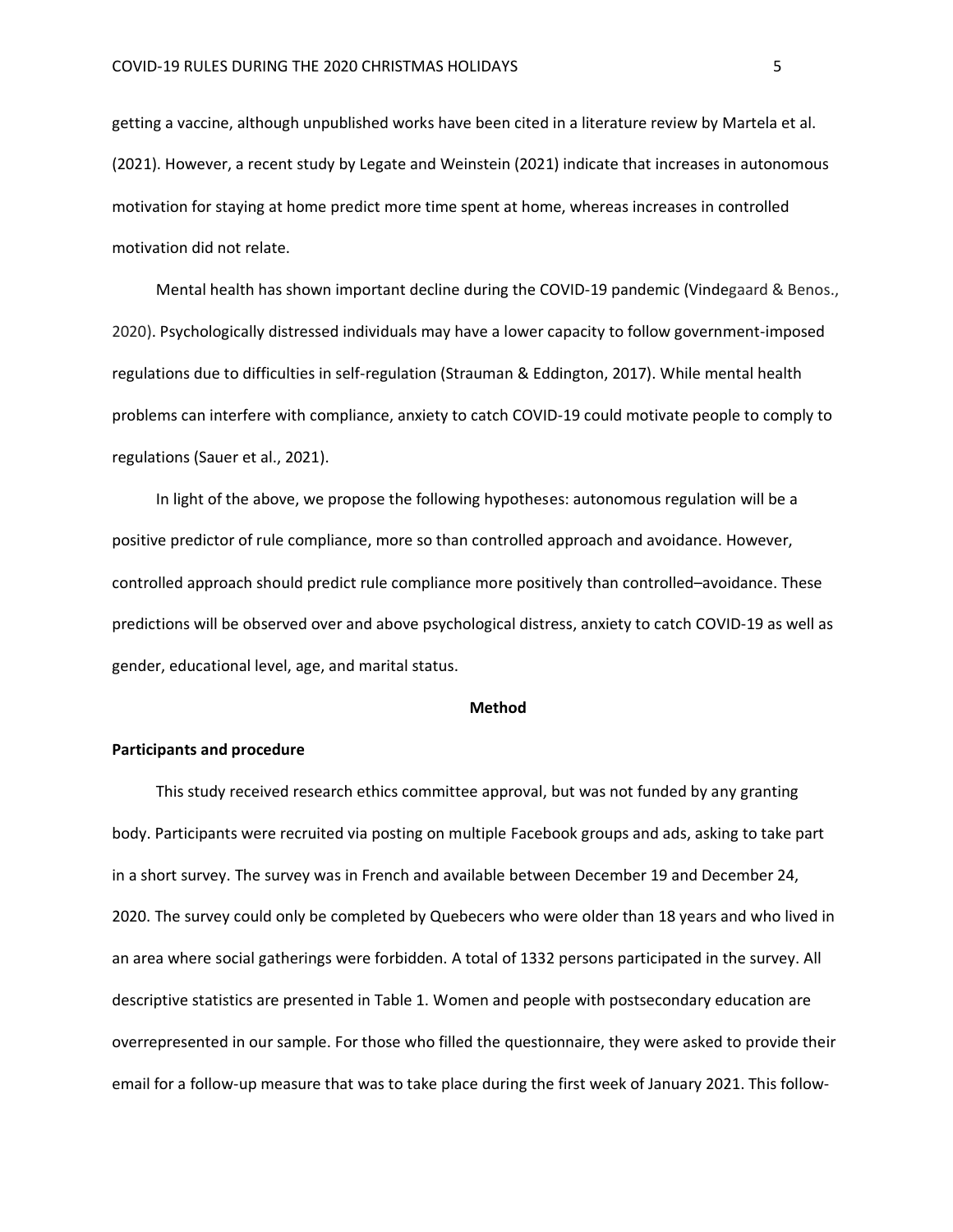getting a vaccine, although unpublished works have been cited in a literature review by Martela et al. (2021). However, a recent study by Legate and Weinstein (2021) indicate that increases in autonomous motivation for staying at home predict more time spent at home, whereas increases in controlled motivation did not relate.

Mental health has shown important decline during the COVID-19 pandemic (Vindegaard & Benos., 2020). Psychologically distressed individuals may have a lower capacity to follow government-imposed regulations due to difficulties in self-regulation (Strauman & Eddington, 2017). While mental health problems can interfere with compliance, anxiety to catch COVID-19 could motivate people to comply to regulations (Sauer et al., 2021).

In light of the above, we propose the following hypotheses: autonomous regulation will be a positive predictor of rule compliance, more so than controlled approach and avoidance. However, controlled approach should predict rule compliance more positively than controlled–avoidance. These predictions will be observed over and above psychological distress, anxiety to catch COVID-19 as well as gender, educational level, age, and marital status.

## Method

### Participants and procedure

This study received research ethics committee approval, but was not funded by any granting body. Participants were recruited via posting on multiple Facebook groups and ads, asking to take part in a short survey. The survey was in French and available between December 19 and December 24, 2020. The survey could only be completed by Quebecers who were older than 18 years and who lived in an area where social gatherings were forbidden. A total of 1332 persons participated in the survey. All descriptive statistics are presented in Table 1. Women and people with postsecondary education are overrepresented in our sample. For those who filled the questionnaire, they were asked to provide their email for a follow-up measure that was to take place during the first week of January 2021. This follow-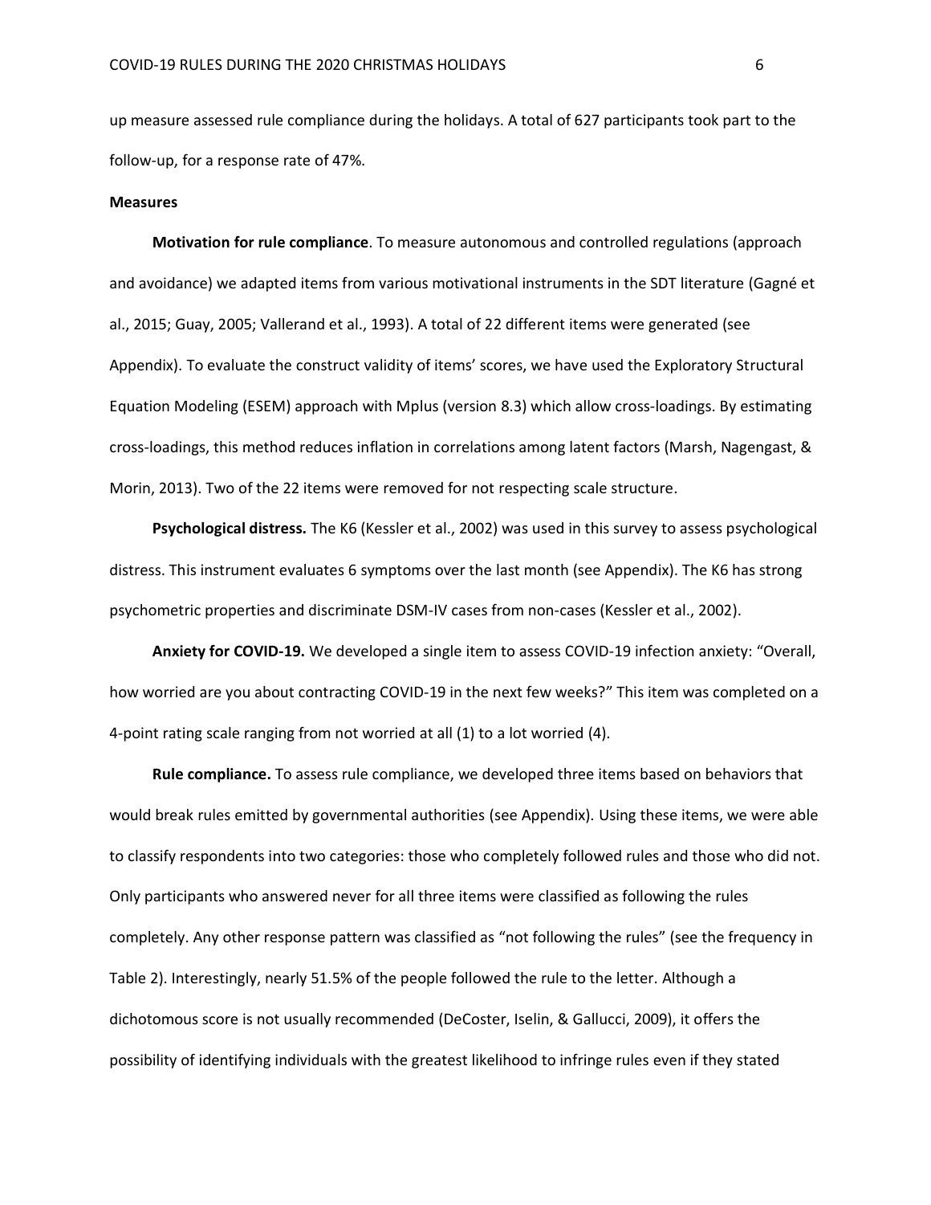up measure assessed rule compliance during the holidays. A total of 627 participants took part to the follow-up, for a response rate of 47%.

### Measures

**Motivation for rule compliance**. To measure autonomous and controlled regulations (approach and avoidance) we adapted items from various motivational instruments in the SDT literature (Gagné et al., 2015; Guay, 2005; Vallerand et al., 1993). A total of 22 different items were generated (see Appendix). To evaluate the construct validity of items' scores, we have used the Exploratory Structural Equation Modeling (ESEM) approach with Mplus (version 8.3) which allow cross-loadings. By estimating cross-loadings, this method reduces inflation in correlations among latent factors (Marsh, Nagengast, & Morin, 2013). Two of the 22 items were removed for not respecting scale structure.

**Psychological distress.** The K6 (Kessler et al., 2002) was used in this survey to assess psychological distress. This instrument evaluates 6 symptoms over the last month (see Appendix). The K6 has strong psychometric properties and discriminate DSM-IV cases from non-cases (Kessler et al., 2002).

**Anxiety for COVID-19.** We developed a single item to assess COVID-19 infection anxiety: "Overall, how worried are you about contracting COVID-19 in the next few weeks?" This item was completed on a 4-point rating scale ranging from not worried at all (1) to a lot worried (4).

**Rule compliance.** To assess rule compliance, we developed three items based on behaviors that would break rules emitted by governmental authorities (see Appendix). Using these items, we were able to classify respondents into two categories: those who completely followed rules and those who did not. Only participants who answered never for all three items were classified as following the rules completely. Any other response pattern was classified as "not following the rules" (see the frequency in Table 2). Interestingly, nearly 51.5% of the people followed the rule to the letter. Although a dichotomous score is not usually recommended (DeCoster, Iselin, & Gallucci, 2009), it offers the possibility of identifying individuals with the greatest likelihood to infringe rules even if they stated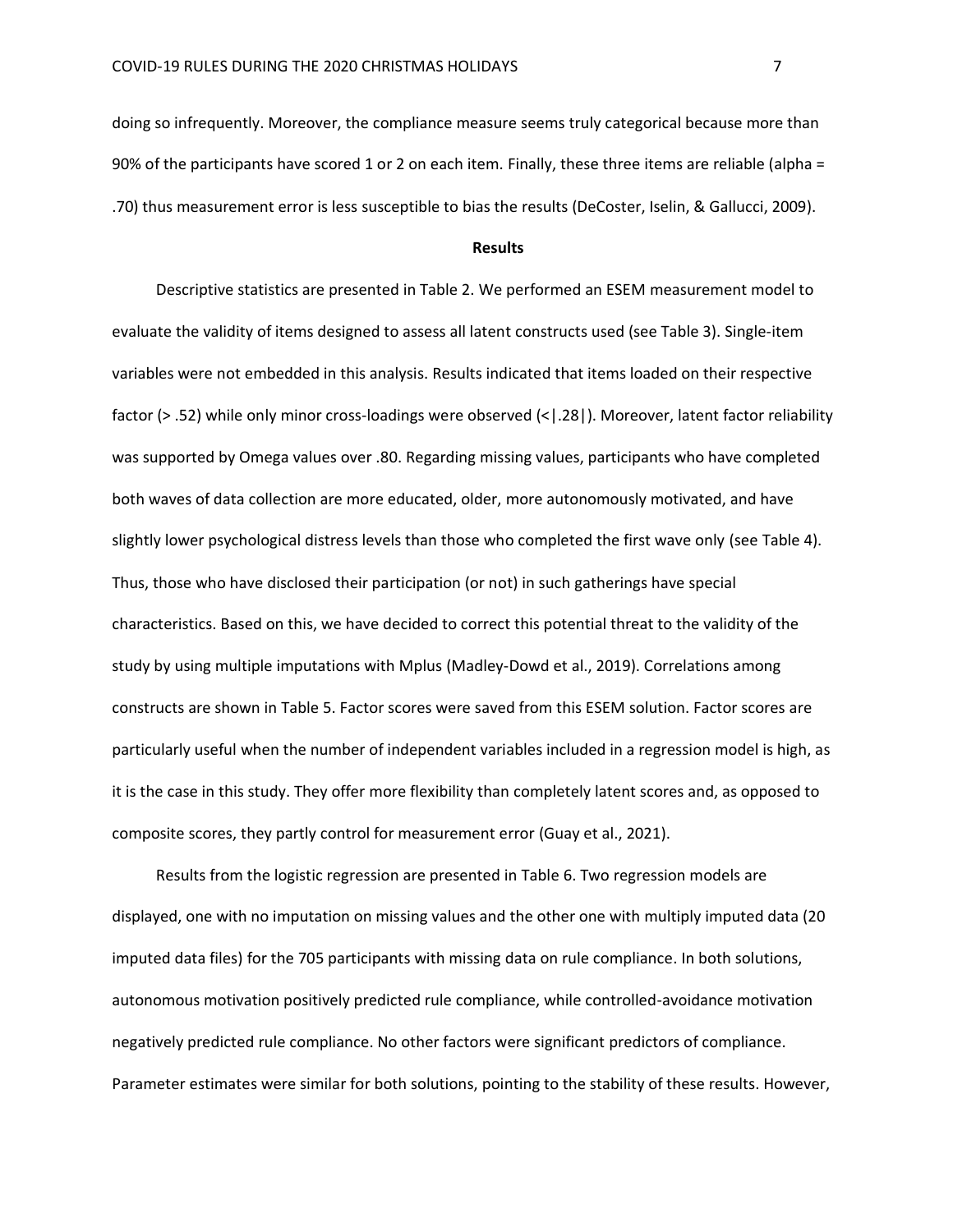doing so infrequently. Moreover, the compliance measure seems truly categorical because more than 90% of the participants have scored 1 or 2 on each item. Finally, these three items are reliable (alpha = .70) thus measurement error is less susceptible to bias the results (DeCoster, Iselin, & Gallucci, 2009).

## Results

Descriptive statistics are presented in Table 2. We performed an ESEM measurement model to evaluate the validity of items designed to assess all latent constructs used (see Table 3). Single-item variables were not embedded in this analysis. Results indicated that items loaded on their respective factor (> .52) while only minor cross-loadings were observed (<|.28|). Moreover, latent factor reliability was supported by Omega values over .80. Regarding missing values, participants who have completed both waves of data collection are more educated, older, more autonomously motivated, and have slightly lower psychological distress levels than those who completed the first wave only (see Table 4). Thus, those who have disclosed their participation (or not) in such gatherings have special characteristics. Based on this, we have decided to correct this potential threat to the validity of the study by using multiple imputations with Mplus (Madley-Dowd et al., 2019). Correlations among constructs are shown in Table 5. Factor scores were saved from this ESEM solution. Factor scores are particularly useful when the number of independent variables included in a regression model is high, as it is the case in this study. They offer more flexibility than completely latent scores and, as opposed to composite scores, they partly control for measurement error (Guay et al., 2021).

Results from the logistic regression are presented in Table 6. Two regression models are displayed, one with no imputation on missing values and the other one with multiply imputed data (20 imputed data files) for the 705 participants with missing data on rule compliance. In both solutions, autonomous motivation positively predicted rule compliance, while controlled-avoidance motivation negatively predicted rule compliance. No other factors were significant predictors of compliance. Parameter estimates were similar for both solutions, pointing to the stability of these results. However,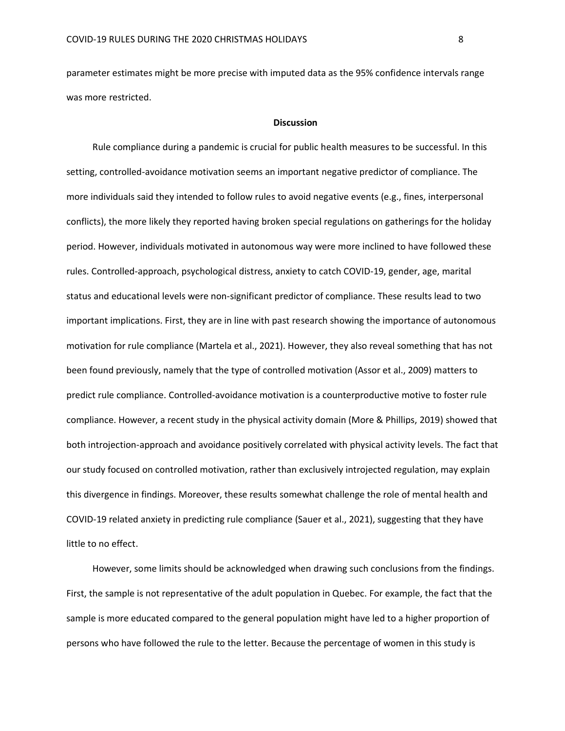parameter estimates might be more precise with imputed data as the 95% confidence intervals range was more restricted.

## Discussion

Rule compliance during a pandemic is crucial for public health measures to be successful. In this setting, controlled-avoidance motivation seems an important negative predictor of compliance. The more individuals said they intended to follow rules to avoid negative events (e.g., fines, interpersonal conflicts), the more likely they reported having broken special regulations on gatherings for the holiday period. However, individuals motivated in autonomous way were more inclined to have followed these rules. Controlled-approach, psychological distress, anxiety to catch COVID-19, gender, age, marital status and educational levels were non-significant predictor of compliance. These results lead to two important implications. First, they are in line with past research showing the importance of autonomous motivation for rule compliance (Martela et al., 2021). However, they also reveal something that has not been found previously, namely that the type of controlled motivation (Assor et al., 2009) matters to predict rule compliance. Controlled-avoidance motivation is a counterproductive motive to foster rule compliance. However, a recent study in the physical activity domain (More & Phillips, 2019) showed that both introjection-approach and avoidance positively correlated with physical activity levels. The fact that our study focused on controlled motivation, rather than exclusively introjected regulation, may explain this divergence in findings. Moreover, these results somewhat challenge the role of mental health and COVID-19 related anxiety in predicting rule compliance (Sauer et al., 2021), suggesting that they have little to no effect.

However, some limits should be acknowledged when drawing such conclusions from the findings. First, the sample is not representative of the adult population in Quebec. For example, the fact that the sample is more educated compared to the general population might have led to a higher proportion of persons who have followed the rule to the letter. Because the percentage of women in this study is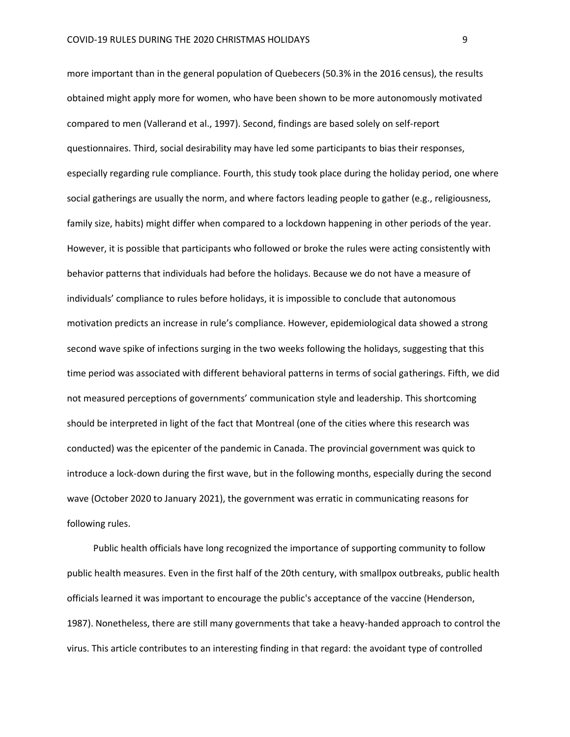more important than in the general population of Quebecers (50.3% in the 2016 census), the results obtained might apply more for women, who have been shown to be more autonomously motivated compared to men (Vallerand et al., 1997). Second, findings are based solely on self-report questionnaires. Third, social desirability may have led some participants to bias their responses, especially regarding rule compliance. Fourth, this study took place during the holiday period, one where social gatherings are usually the norm, and where factors leading people to gather (e.g., religiousness, family size, habits) might differ when compared to a lockdown happening in other periods of the year. However, it is possible that participants who followed or broke the rules were acting consistently with behavior patterns that individuals had before the holidays. Because we do not have a measure of individuals' compliance to rules before holidays, it is impossible to conclude that autonomous motivation predicts an increase in rule's compliance. However, epidemiological data showed a strong second wave spike of infections surging in the two weeks following the holidays, suggesting that this time period was associated with different behavioral patterns in terms of social gatherings. Fifth, we did not measured perceptions of governments' communication style and leadership. This shortcoming should be interpreted in light of the fact that Montreal (one of the cities where this research was conducted) was the epicenter of the pandemic in Canada. The provincial government was quick to introduce a lock-down during the first wave, but in the following months, especially during the second wave (October 2020 to January 2021), the government was erratic in communicating reasons for following rules.

Public health officials have long recognized the importance of supporting community to follow public health measures. Even in the first half of the 20th century, with smallpox outbreaks, public health officials learned it was important to encourage the public's acceptance of the vaccine (Henderson, 1987). Nonetheless, there are still many governments that take a heavy-handed approach to control the virus. This article contributes to an interesting finding in that regard: the avoidant type of controlled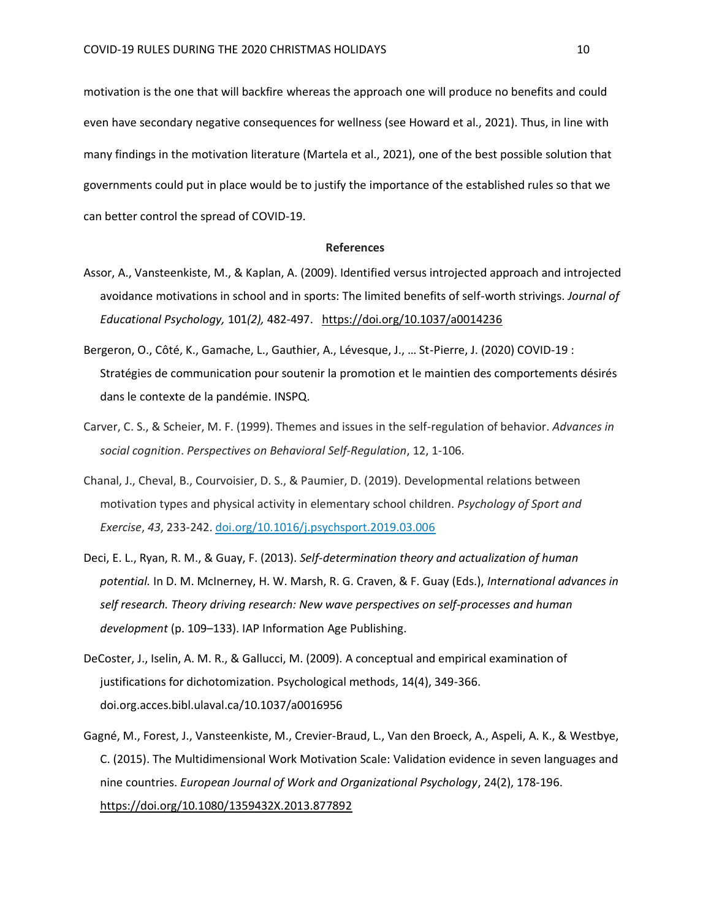motivation is the one that will backfire whereas the approach one will produce no benefits and could even have secondary negative consequences for wellness (see Howard et al., 2021). Thus, in line with many findings in the motivation literature (Martela et al., 2021), one of the best possible solution that governments could put in place would be to justify the importance of the established rules so that we can better control the spread of COVID-19.

## References

Assor, A., Vansteenkiste, M., & Kaplan, A. (2009). Identified versus introjected approach and introjected avoidance motivations in school and in sports: The limited benefits of self-worth strivings. *Journal of Educational Psychology,* 101*(2),* 482-497. https://doi.org/10.1037/a0014236

Bergeron, O., Côté, K., Gamache, L., Gauthier, A., Lévesque, J., … St-Pierre, J. (2020) COVID-19 : Stratégies de communication pour soutenir la promotion et le maintien des comportements désirés dans le contexte de la pandémie. INSPQ.

Carver, C. S., & Scheier, M. F. (1999). Themes and issues in the self-regulation of behavior. *Advances in social cognition*. *Perspectives on Behavioral Self-Regulation*, 12, 1-106.

Chanal, J., Cheval, B., Courvoisier, D. S., & Paumier, D. (2019). Developmental relations between motivation types and physical activity in elementary school children. *Psychology of Sport and Exercise*, *43*, 233-242. doi.org/10.1016/j.psychsport.2019.03.006

Deci, E. L., Ryan, R. M., & Guay, F. (2013). *Self-determination theory and actualization of human potential.* In D. M. McInerney, H. W. Marsh, R. G. Craven, & F. Guay (Eds.), *International advances in self research. Theory driving research: New wave perspectives on self-processes and human development* (p. 109–133). IAP Information Age Publishing.

DeCoster, J., Iselin, A. M. R., & Gallucci, M. (2009). A conceptual and empirical examination of justifications for dichotomization. Psychological methods, 14(4), 349-366. doi.org.acces.bibl.ulaval.ca/10.1037/a0016956

Gagné, M., Forest, J., Vansteenkiste, M., Crevier-Braud, L., Van den Broeck, A., Aspeli, A. K., & Westbye, C. (2015). The Multidimensional Work Motivation Scale: Validation evidence in seven languages and nine countries. *European Journal of Work and Organizational Psychology*, 24(2), 178-196. https://doi.org/10.1080/1359432X.2013.877892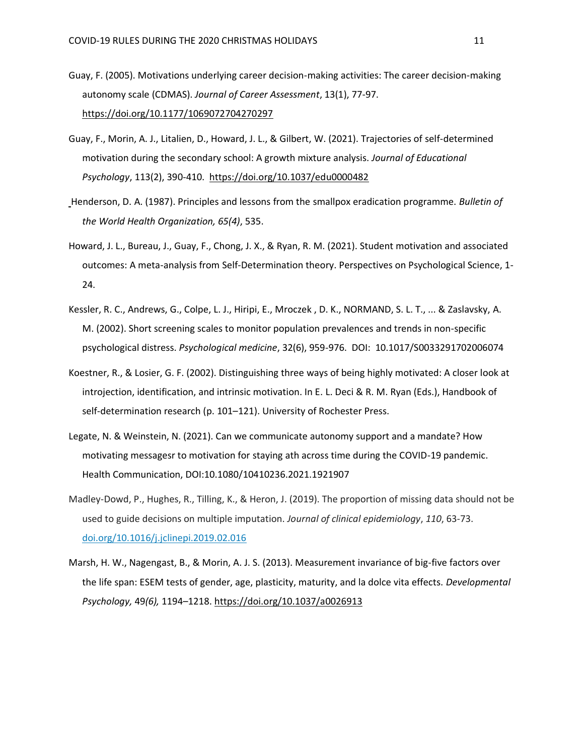Guay, F. (2005). Motivations underlying career decision-making activities: The career decision-making autonomy scale (CDMAS). *Journal of Career Assessment*, 13(1), 77-97. https://doi.org/10.1177/1069072704270297

Guay, F., Morin, A. J., Litalien, D., Howard, J. L., & Gilbert, W. (2021). Trajectories of self-determined motivation during the secondary school: A growth mixture analysis. *Journal of Educational Psychology*, 113(2), 390-410. https://doi.org/10.1037/edu0000482

Henderson, D. A. (1987). Principles and lessons from the smallpox eradication programme. *Bulletin of the World Health Organization, 65(4)*, 535.

Howard, J. L., Bureau, J., Guay, F., Chong, J. X., & Ryan, R. M. (2021). Student motivation and associated outcomes: A meta-analysis from Self-Determination theory. Perspectives on Psychological Science, 1-24.

Kessler, R. C., Andrews, G., Colpe, L. J., Hiripi, E., Mroczek , D. K., NORMAND, S. L. T., ... & Zaslavsky, A. M. (2002). Short screening scales to monitor population prevalences and trends in non-specific psychological distress. *Psychological medicine*, 32(6), 959-976. DOI: 10.1017/S0033291702006074

Koestner, R., & Losier, G. F. (2002). Distinguishing three ways of being highly motivated: A closer look at introjection, identification, and intrinsic motivation. In E. L. Deci & R. M. Ryan (Eds.), Handbook of self-determination research (p. 101–121). University of Rochester Press.

Legate, N. & Weinstein, N. (2021). Can we communicate autonomy support and a mandate? How motivating messagesr to motivation for staying ath across time during the COVID-19 pandemic. Health Communication, DOI:10.1080/10410236.2021.1921907

Madley-Dowd, P., Hughes, R., Tilling, K., & Heron, J. (2019). The proportion of missing data should not be used to guide decisions on multiple imputation. *Journal of clinical epidemiology*, *110*, 63-73. doi.org/10.1016/j.jclinepi.2019.02.016

Marsh, H. W., Nagengast, B., & Morin, A. J. S. (2013). Measurement invariance of big-five factors over the life span: ESEM tests of gender, age, plasticity, maturity, and la dolce vita effects. *Developmental Psychology,* 49*(6),* 1194–1218. https://doi.org/10.1037/a0026913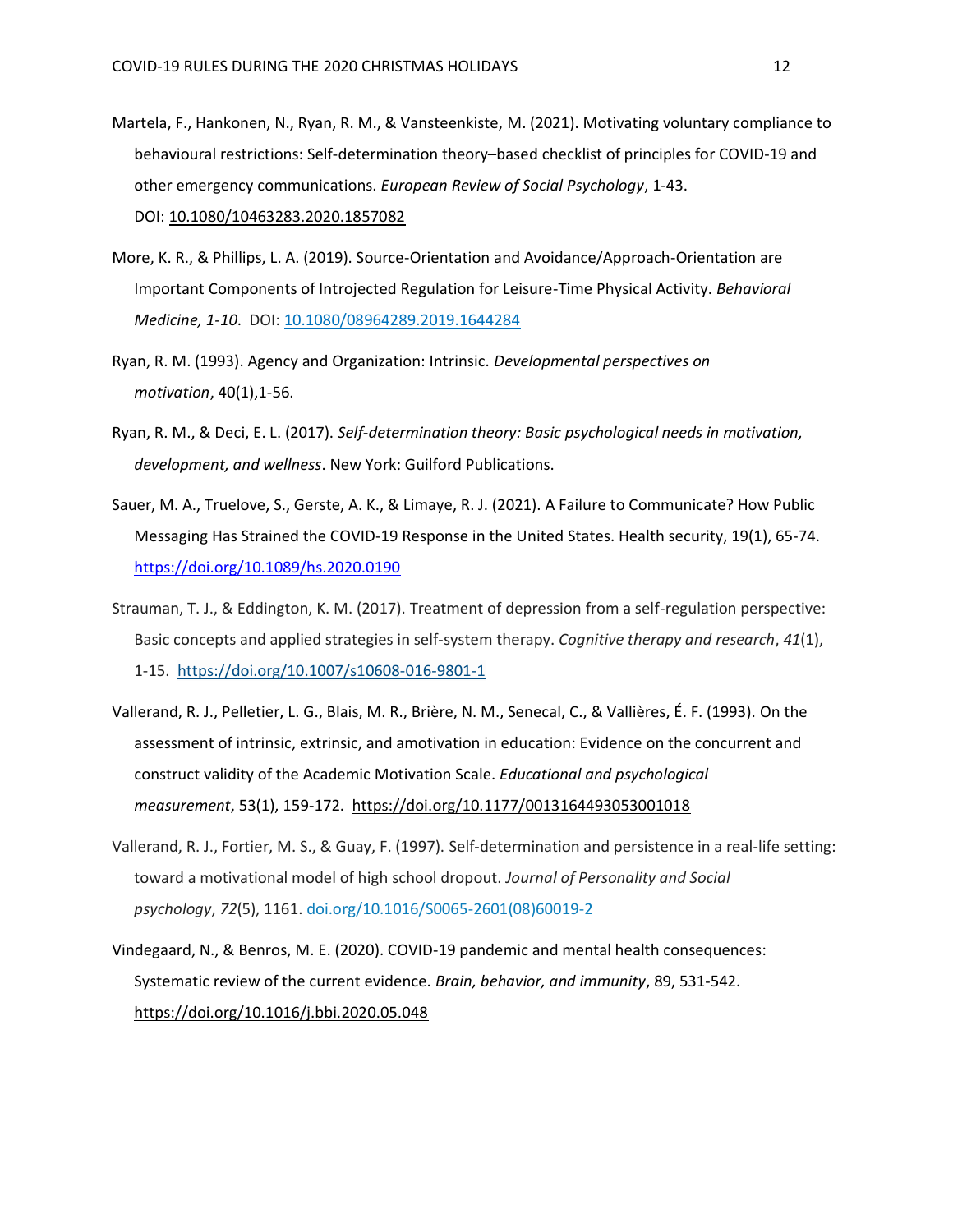Martela, F., Hankonen, N., Ryan, R. M., & Vansteenkiste, M. (2021). Motivating voluntary compliance to behavioural restrictions: Self-determination theory–based checklist of principles for COVID-19 and other emergency communications. *European Review of Social Psychology*, 1-43. DOI: 10.1080/10463283.2020.1857082

More, K. R., & Phillips, L. A. (2019). Source-Orientation and Avoidance/Approach-Orientation are Important Components of Introjected Regulation for Leisure-Time Physical Activity. *Behavioral Medicine, 1-10*. DOI: 10.1080/08964289.2019.1644284

Ryan, R. M. (1993). Agency and Organization: Intrinsic. *Developmental perspectives on motivation*, 40(1),1-56.

Ryan, R. M., & Deci, E. L. (2017). *Self-determination theory: Basic psychological needs in motivation, development, and wellness*. New York: Guilford Publications.

Sauer, M. A., Truelove, S., Gerste, A. K., & Limaye, R. J. (2021). A Failure to Communicate? How Public Messaging Has Strained the COVID-19 Response in the United States. Health security, 19(1), 65-74. https://doi.org/10.1089/hs.2020.0190

Strauman, T. J., & Eddington, K. M. (2017). Treatment of depression from a self-regulation perspective: Basic concepts and applied strategies in self-system therapy. *Cognitive therapy and research*, *41*(1), 1-15. https://doi.org/10.1007/s10608-016-9801-1

Vallerand, R. J., Pelletier, L. G., Blais, M. R., Brière, N. M., Senecal, C., & Vallières, É. F. (1993). On the assessment of intrinsic, extrinsic, and amotivation in education: Evidence on the concurrent and construct validity of the Academic Motivation Scale. *Educational and psychological measurement*, 53(1), 159-172. https://doi.org/10.1177/0013164493053001018

Vallerand, R. J., Fortier, M. S., & Guay, F. (1997). Self-determination and persistence in a real-life setting: toward a motivational model of high school dropout. *Journal of Personality and Social psychology*, *72*(5), 1161. doi.org/10.1016/S0065-2601(08)60019-2

Vindegaard, N., & Benros, M. E. (2020). COVID-19 pandemic and mental health consequences: Systematic review of the current evidence. *Brain, behavior, and immunity*, 89, 531-542. https://doi.org/10.1016/j.bbi.2020.05.048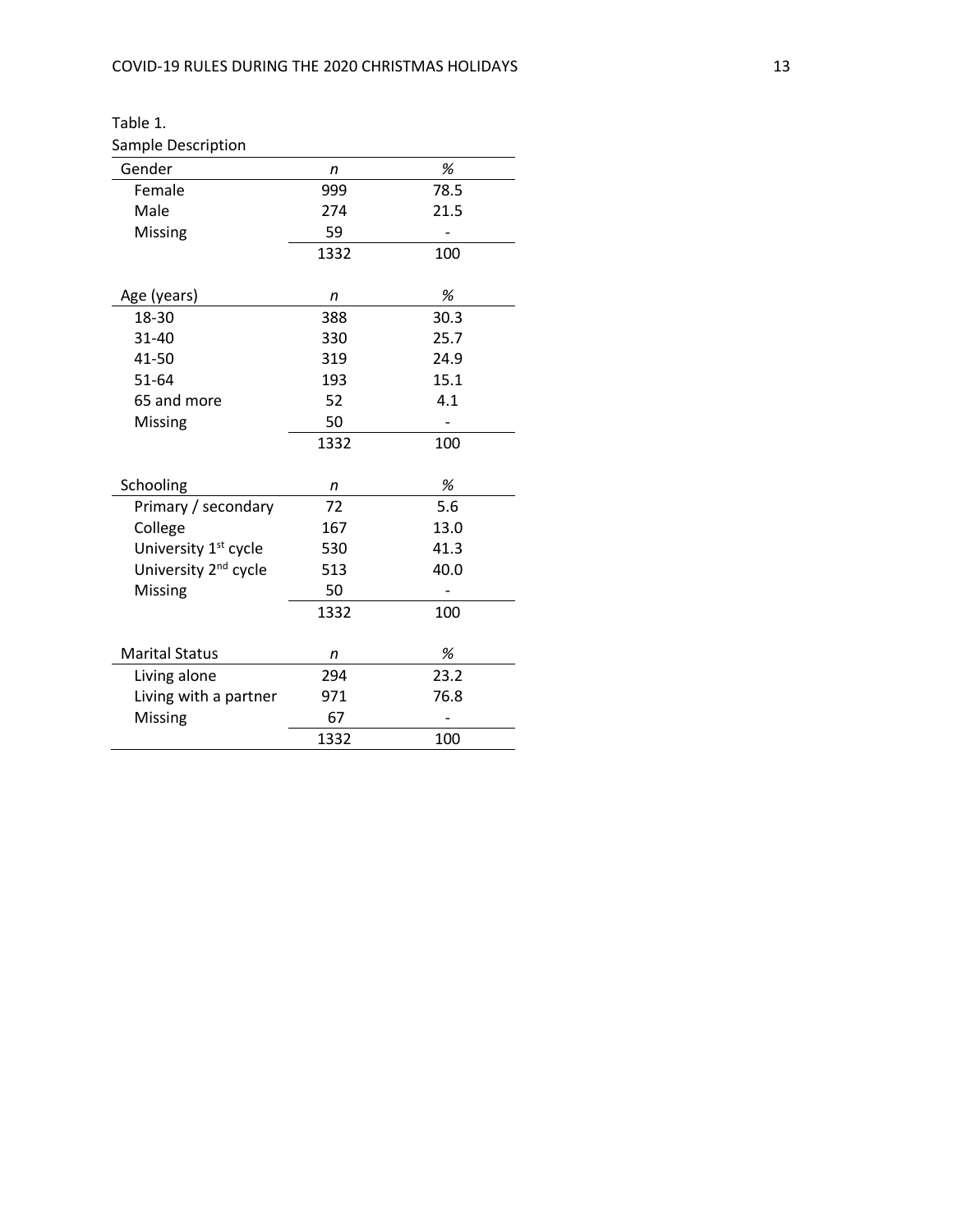Table 1.

Sample Description

| Gender | *n* | % |
|---|---|---|
| Female | 999 | 78.5 |
| Male | 274 | 21.5 |
| Missing | 59 | - |
| | 1332 | 100 |

| Age (years) | *n* | % |
|---|---|---|
| 18-30 | 388 | 30.3 |
| 31-40 | 330 | 25.7 |
| 41-50 | 319 | 24.9 |
| 51-64 | 193 | 15.1 |
| 65 and more | 52 | 4.1 |
| Missing | 50 | - |
| | 1332 | 100 |

| Schooling | *n* | % |
|---|---|---|
| Primary / secondary | 72 | 5.6 |
| College | 167 | 13.0 |
| University 1st cycle | 530 | 41.3 |
| University 2nd cycle | 513 | 40.0 |
| Missing | 50 | - |
| | 1332 | 100 |

| Marital Status | *n* | % |
|---|---|---|
| Living alone | 294 | 23.2 |
| Living with a partner | 971 | 76.8 |
| Missing | 67 | - |
| | 1332 | 100 |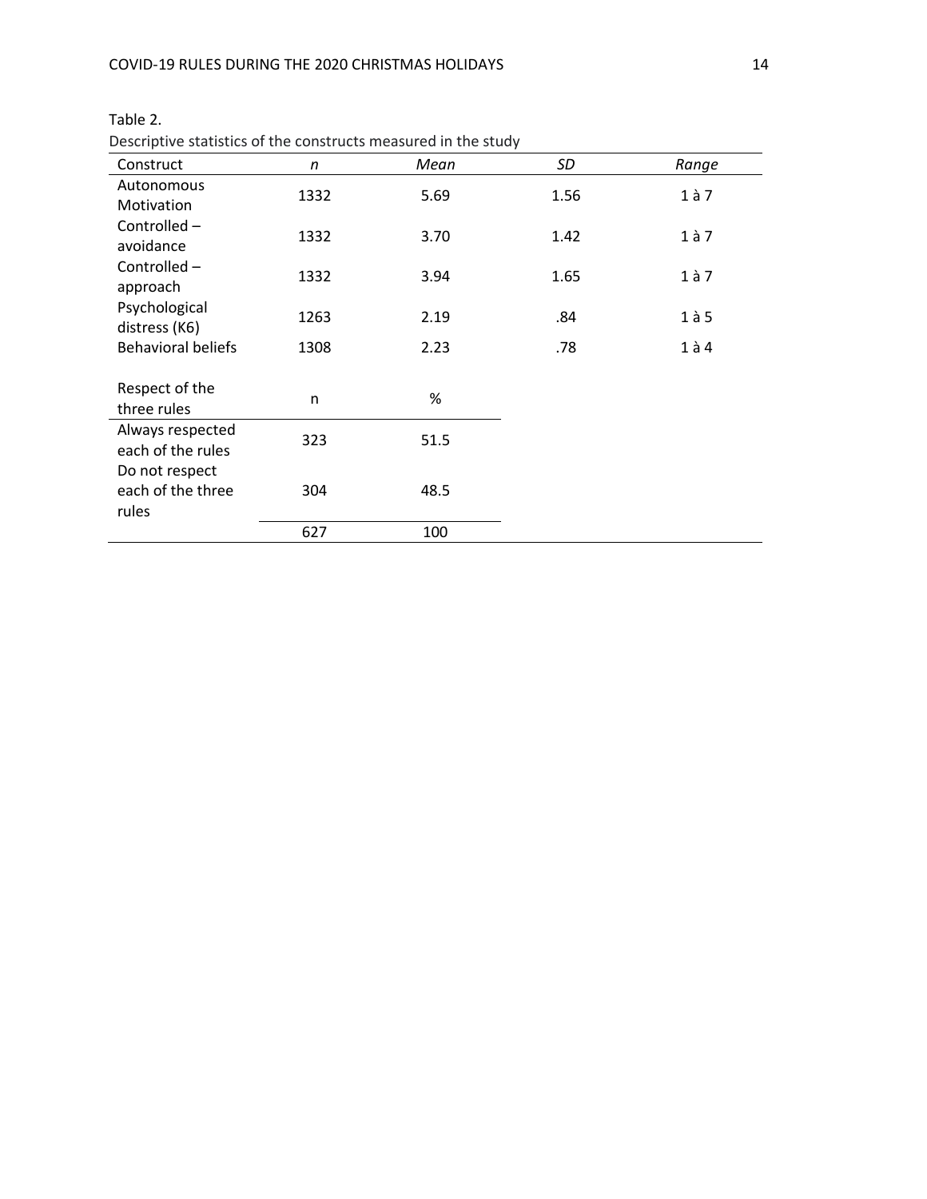Table 2.

Descriptive statistics of the constructs measured in the study

| Construct | *n* | *Mean* | *SD* | *Range* |
|---|---|---|---|---|
| Autonomous Motivation | 1332 | 5.69 | 1.56 | 1 à 7 |
| Controlled – avoidance | 1332 | 3.70 | 1.42 | 1 à 7 |
| Controlled – approach | 1332 | 3.94 | 1.65 | 1 à 7 |
| Psychological distress (K6) | 1263 | 2.19 | .84 | 1 à 5 |
| Behavioral beliefs | 1308 | 2.23 | .78 | 1 à 4 |
| | | | | |
| Respect of the three rules | n | % | | |
| Always respected each of the rules | 323 | 51.5 | | |
| Do not respect each of the three rules | 304 | 48.5 | | |
| | 627 | 100 | | |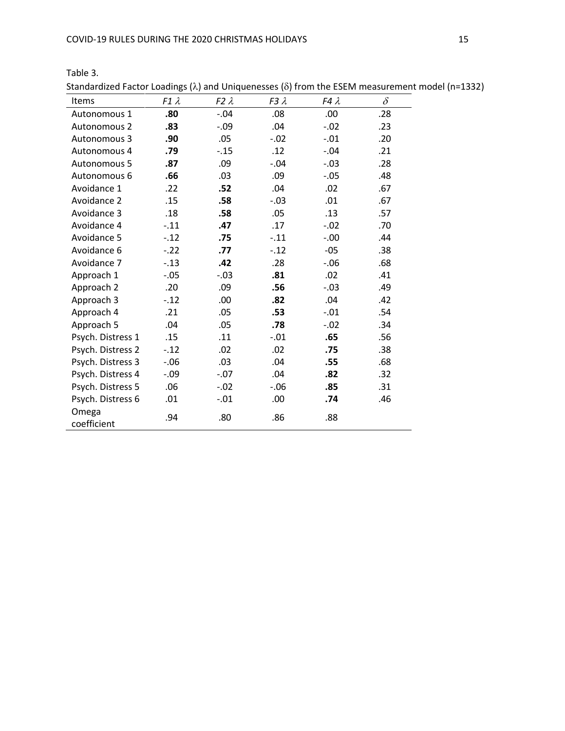Table 3.

Standardized Factor Loadings ($\lambda$) and Uniquenesses ($\delta$) from the ESEM measurement model (n=1332)

| Items | *F1* $\lambda$ | *F2* $\lambda$ | *F3* $\lambda$ | *F4* $\lambda$ | $\delta$ |
|---|---|---|---|---|---|
| Autonomous 1 | **.80** | -.04 | .08 | .00 | .28 |
| Autonomous 2 | **.83** | -.09 | .04 | -.02 | .23 |
| Autonomous 3 | **.90** | .05 | -.02 | -.01 | .20 |
| Autonomous 4 | **.79** | -.15 | .12 | -.04 | .21 |
| Autonomous 5 | **.87** | .09 | -.04 | -.03 | .28 |
| Autonomous 6 | **.66** | .03 | .09 | -.05 | .48 |
| Avoidance 1 | .22 | **.52** | .04 | .02 | .67 |
| Avoidance 2 | .15 | **.58** | -.03 | .01 | .67 |
| Avoidance 3 | .18 | **.58** | .05 | .13 | .57 |
| Avoidance 4 | -.11 | **.47** | .17 | -.02 | .70 |
| Avoidance 5 | -.12 | **.75** | -.11 | -.00 | .44 |
| Avoidance 6 | -.22 | **.77** | -.12 | -05 | .38 |
| Avoidance 7 | -.13 | **.42** | .28 | -.06 | .68 |
| Approach 1 | -.05 | -.03 | **.81** | .02 | .41 |
| Approach 2 | .20 | .09 | **.56** | -.03 | .49 |
| Approach 3 | -.12 | .00 | **.82** | .04 | .42 |
| Approach 4 | .21 | .05 | **.53** | -.01 | .54 |
| Approach 5 | .04 | .05 | **.78** | -.02 | .34 |
| Psych. Distress 1 | .15 | .11 | -.01 | **.65** | .56 |
| Psych. Distress 2 | -.12 | .02 | .02 | **.75** | .38 |
| Psych. Distress 3 | -.06 | .03 | .04 | **.55** | .68 |
| Psych. Distress 4 | -.09 | -.07 | .04 | **.82** | .32 |
| Psych. Distress 5 | .06 | -.02 | -.06 | **.85** | .31 |
| Psych. Distress 6 | .01 | -.01 | .00 | **.74** | .46 |
| Omega coefficient | .94 | .80 | .86 | .88 | |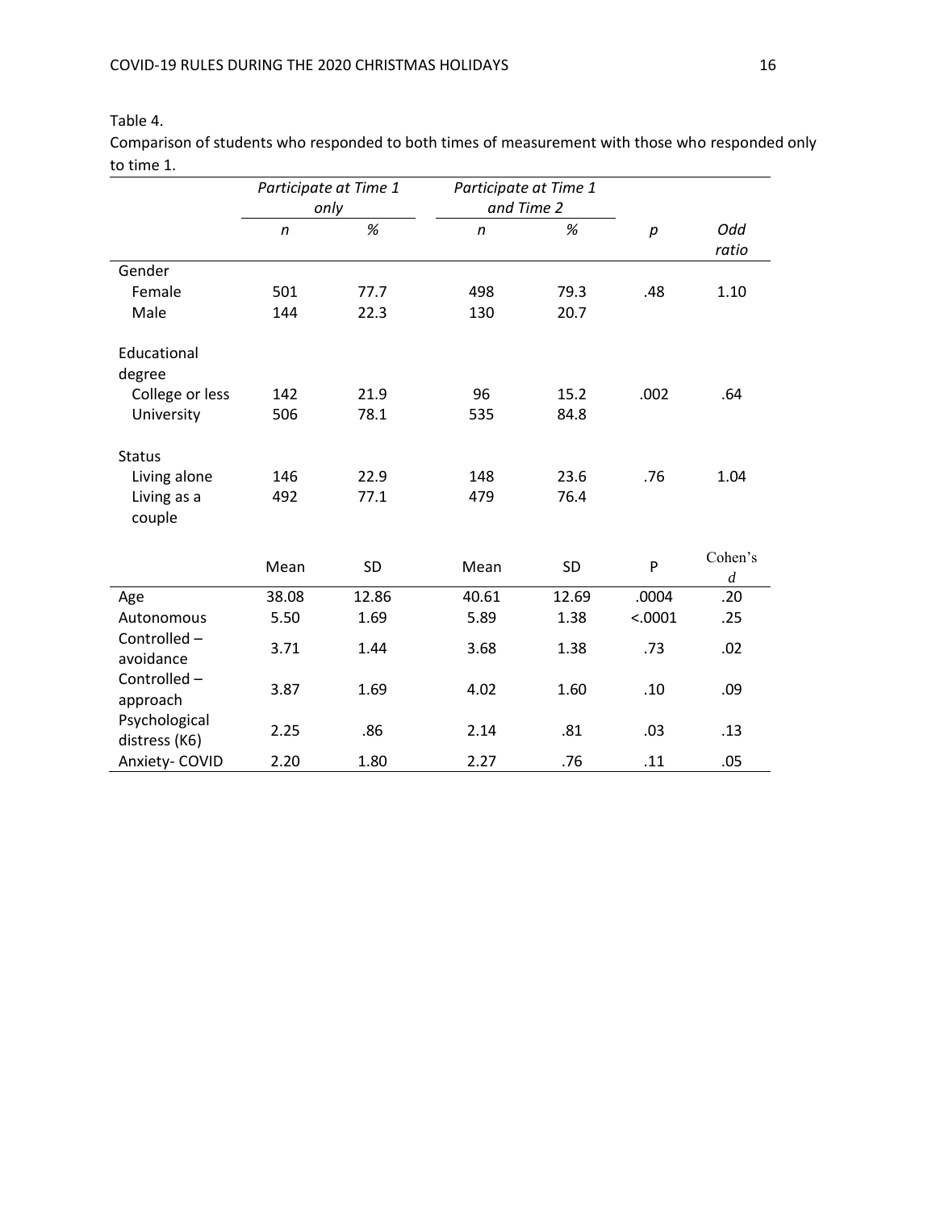Table 4.

Comparison of students who responded to both times of measurement with those who responded only to time 1.

| | *Participate at Time 1 only* | | *Participate at Time 1 and Time 2* | | | |
|---|---|---|---|---|---|---|
| | *n* | *%* | *n* | *%* | *p* | *Odd ratio* |
| Gender | | | | | | |
| Female | 501 | 77.7 | 498 | 79.3 | .48 | 1.10 |
| Male | 144 | 22.3 | 130 | 20.7 | | |
| Educational degree | | | | | | |
| College or less | 142 | 21.9 | 96 | 15.2 | .002 | .64 |
| University | 506 | 78.1 | 535 | 84.8 | | |
| Status | | | | | | |
| Living alone | 146 | 22.9 | 148 | 23.6 | .76 | 1.04 |
| Living as a couple | 492 | 77.1 | 479 | 76.4 | | |
| | Mean | SD | Mean | SD | P | Cohen's *d* |
| Age | 38.08 | 12.86 | 40.61 | 12.69 | .0004 | .20 |
| Autonomous | 5.50 | 1.69 | 5.89 | 1.38 | <.0001 | .25 |
| Controlled – avoidance | 3.71 | 1.44 | 3.68 | 1.38 | .73 | .02 |
| Controlled – approach | 3.87 | 1.69 | 4.02 | 1.60 | .10 | .09 |
| Psychological distress (K6) | 2.25 | .86 | 2.14 | .81 | .03 | .13 |
| Anxiety- COVID | 2.20 | 1.80 | 2.27 | .76 | .11 | .05 |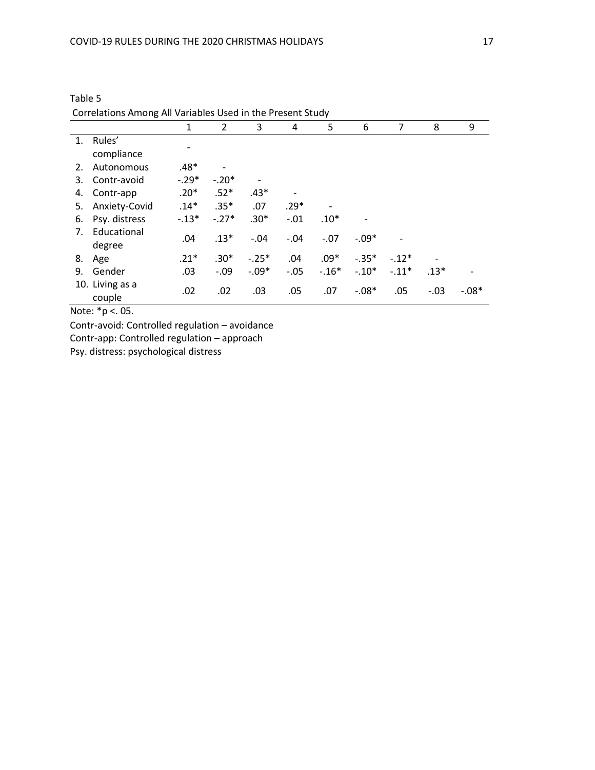Table 5

Correlations Among All Variables Used in the Present Study

| | 1 | 2 | 3 | 4 | 5 | 6 | 7 | 8 | 9 |
|---|---|---|---|---|---|---|---|---|---|
| 1. Rules' compliance | - | | | | | | | | |
| 2. Autonomous | .48* | - | | | | | | | |
| 3. Contr-avoid | -.29* | -.20* | - | | | | | | |
| 4. Contr-app | .20* | .52* | .43* | - | | | | | |
| 5. Anxiety-Covid | .14* | .35* | .07 | .29* | - | | | | |
| 6. Psy. distress | -.13* | -.27* | .30* | -.01 | .10* | - | | | |
| 7. Educational degree | .04 | .13* | -.04 | -.04 | -.07 | -.09* | - | | |
| 8. Age | .21* | .30* | -.25* | .04 | .09* | -.35* | -.12* | - | |
| 9. Gender | .03 | -.09 | -.09* | -.05 | -.16* | -.10* | -.11* | .13* | - |
| 10. Living as a couple | .02 | .02 | .03 | .05 | .07 | -.08* | .05 | -.03 | -.08* |

Note: *p <. 05.

Contr-avoid: Controlled regulation – avoidance

Contr-app: Controlled regulation – approach

Psy. distress: psychological distress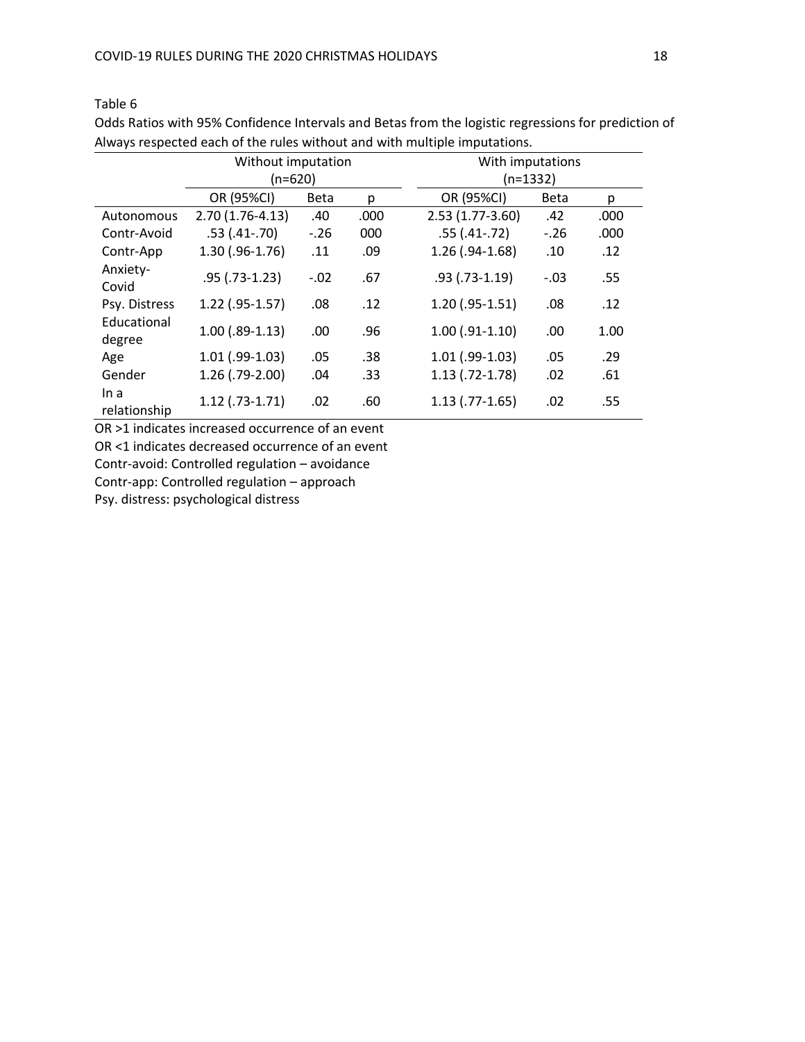Table 6

Odds Ratios with 95% Confidence Intervals and Betas from the logistic regressions for prediction of Always respected each of the rules without and with multiple imputations.

| | Without imputation (n=620) | | | With imputations (n=1332) | | |
|---|---|---|---|---|---|---|
| | OR (95%CI) | Beta | p | OR (95%CI) | Beta | p |
| Autonomous | 2.70 (1.76-4.13) | .40 | .000 | 2.53 (1.77-3.60) | .42 | .000 |
| Contr-Avoid | .53 (.41-.70) | -.26 | 000 | .55 (.41-.72) | -.26 | .000 |
| Contr-App | 1.30 (.96-1.76) | .11 | .09 | 1.26 (.94-1.68) | .10 | .12 |
| Anxiety-Covid | .95 (.73-1.23) | -.02 | .67 | .93 (.73-1.19) | -.03 | .55 |
| Psy. Distress | 1.22 (.95-1.57) | .08 | .12 | 1.20 (.95-1.51) | .08 | .12 |
| Educational degree | 1.00 (.89-1.13) | .00 | .96 | 1.00 (.91-1.10) | .00 | 1.00 |
| Age | 1.01 (.99-1.03) | .05 | .38 | 1.01 (.99-1.03) | .05 | .29 |
| Gender | 1.26 (.79-2.00) | .04 | .33 | 1.13 (.72-1.78) | .02 | .61 |
| In a relationship | 1.12 (.73-1.71) | .02 | .60 | 1.13 (.77-1.65) | .02 | .55 |

OR >1 indicates increased occurrence of an event

OR <1 indicates decreased occurrence of an event

Contr-avoid: Controlled regulation – avoidance

Contr-app: Controlled regulation – approach

Psy. distress: psychological distress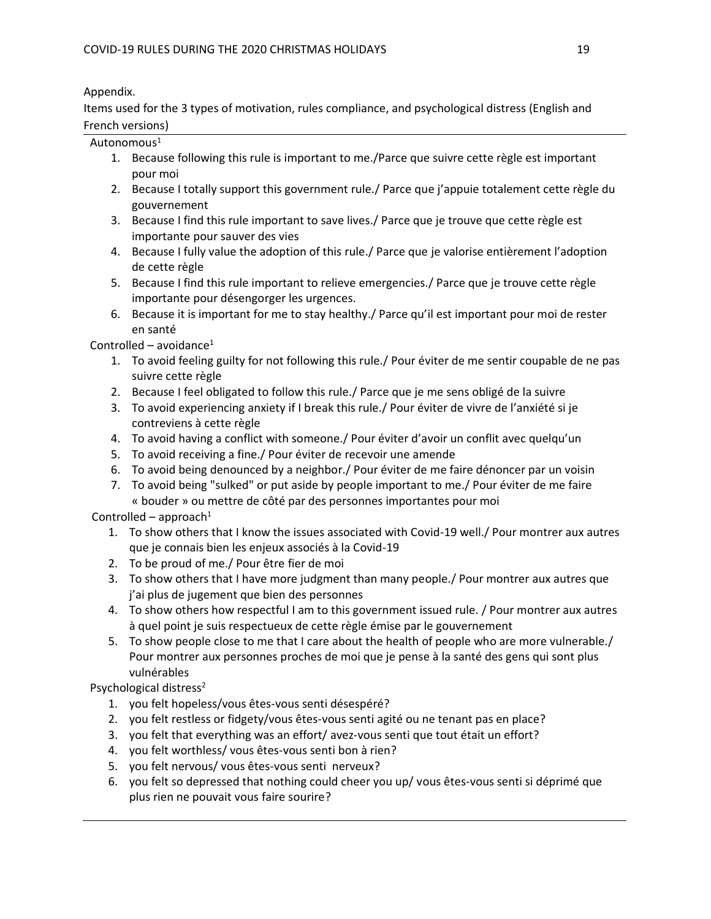Appendix.

Items used for the 3 types of motivation, rules compliance, and psychological distress (English and French versions)

Autonomous[1]

1. Because following this rule is important to me./Parce que suivre cette règle est important pour moi
2. Because I totally support this government rule./ Parce que j'appuie totalement cette règle du gouvernement
3. Because I find this rule important to save lives./ Parce que je trouve que cette règle est importante pour sauver des vies
4. Because I fully value the adoption of this rule./ Parce que je valorise entièrement l'adoption de cette règle
5. Because I find this rule important to relieve emergencies./ Parce que je trouve cette règle importante pour désengorger les urgences.
6. Because it is important for me to stay healthy./ Parce qu'il est important pour moi de rester en santé

Controlled – avoidance[1]

1. To avoid feeling guilty for not following this rule./ Pour éviter de me sentir coupable de ne pas suivre cette règle
2. Because I feel obligated to follow this rule./ Parce que je me sens obligé de la suivre
3. To avoid experiencing anxiety if I break this rule./ Pour éviter de vivre de l'anxiété si je contreviens à cette règle
4. To avoid having a conflict with someone./ Pour éviter d'avoir un conflit avec quelqu'un
5. To avoid receiving a fine./ Pour éviter de recevoir une amende
6. To avoid being denounced by a neighbor./ Pour éviter de me faire dénoncer par un voisin
7. To avoid being "sulked" or put aside by people important to me./ Pour éviter de me faire « bouder » ou mettre de côté par des personnes importantes pour moi

Controlled – approach[1]

1. To show others that I know the issues associated with Covid-19 well./ Pour montrer aux autres que je connais bien les enjeux associés à la Covid-19
2. To be proud of me./ Pour être fier de moi
3. To show others that I have more judgment than many people./ Pour montrer aux autres que j'ai plus de jugement que bien des personnes
4. To show others how respectful I am to this government issued rule. / Pour montrer aux autres à quel point je suis respectueux de cette règle émise par le gouvernement
5. To show people close to me that I care about the health of people who are more vulnerable./ Pour montrer aux personnes proches de moi que je pense à la santé des gens qui sont plus vulnérables

Psychological distress[2]

1. you felt hopeless/vous êtes-vous senti désespéré?
2. you felt restless or fidgety/vous êtes-vous senti agité ou ne tenant pas en place?
3. you felt that everything was an effort/ avez-vous senti que tout était un effort?
4. you felt worthless/ vous êtes-vous senti bon à rien?
5. you felt nervous/ vous êtes-vous senti nerveux?
6. you felt so depressed that nothing could cheer you up/ vous êtes-vous senti si déprimé que plus rien ne pouvait vous faire sourire?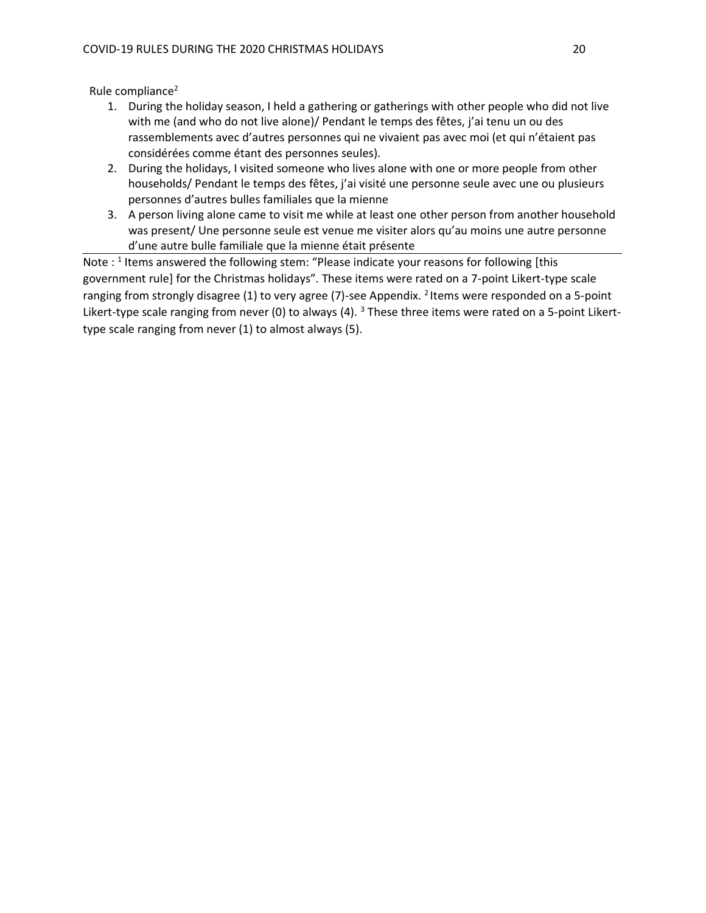Rule compliance[2]

1. During the holiday season, I held a gathering or gatherings with other people who did not live with me (and who do not live alone)/ Pendant le temps des fêtes, j'ai tenu un ou des rassemblements avec d'autres personnes qui ne vivaient pas avec moi (et qui n'étaient pas considérées comme étant des personnes seules).
2. During the holidays, I visited someone who lives alone with one or more people from other households/ Pendant le temps des fêtes, j'ai visité une personne seule avec une ou plusieurs personnes d'autres bulles familiales que la mienne
3. A person living alone came to visit me while at least one other person from another household was present/ Une personne seule est venue me visiter alors qu'au moins une autre personne d'une autre bulle familiale que la mienne était présente

Note : [1] Items answered the following stem: "Please indicate your reasons for following [this government rule] for the Christmas holidays". These items were rated on a 7-point Likert-type scale ranging from strongly disagree (1) to very agree (7)-see Appendix. [2] Items were responded on a 5-point Likert-type scale ranging from never (0) to always (4). [3] These three items were rated on a 5-point Likert-type scale ranging from never (1) to almost always (5).